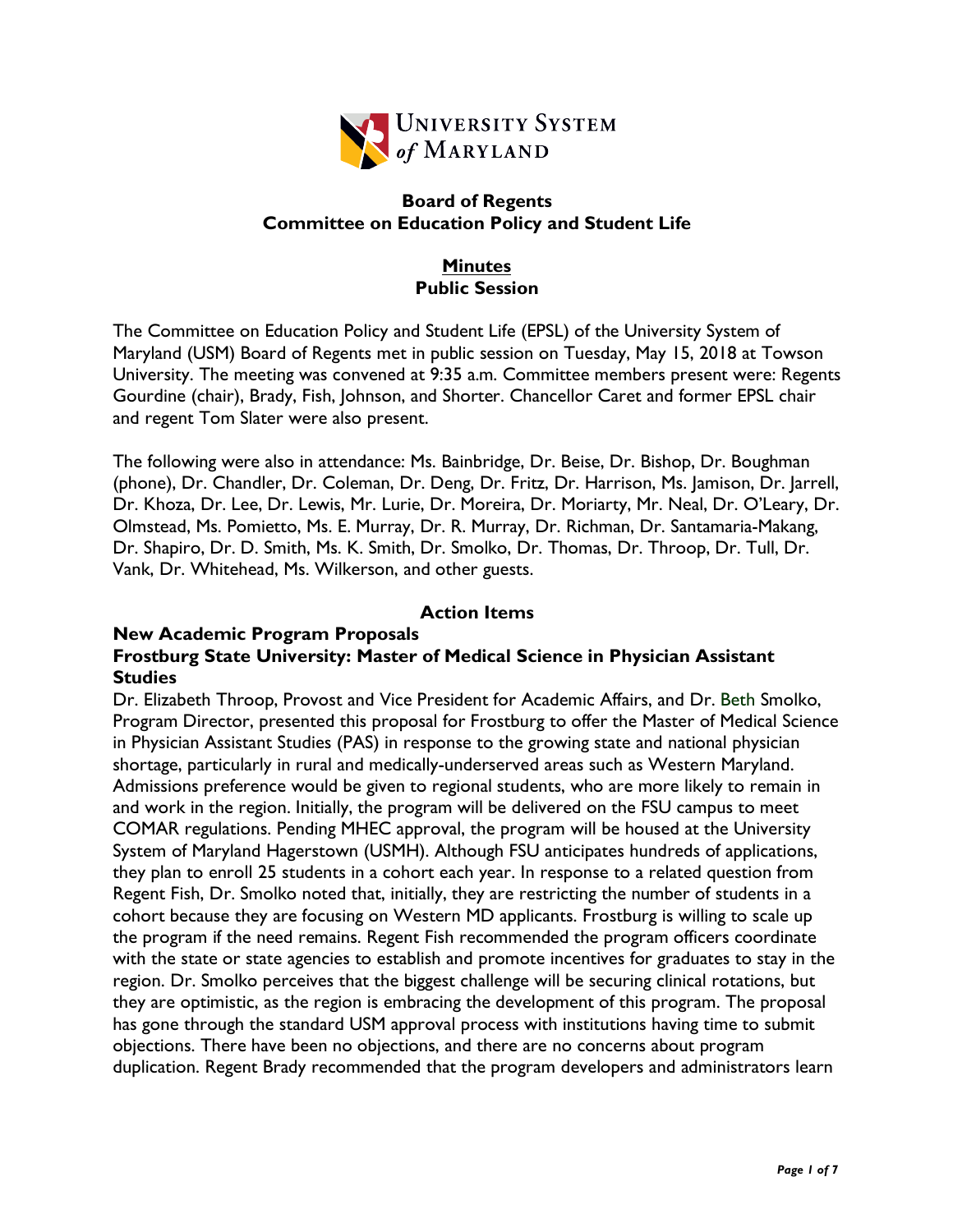University System *of* Maryland

## Board of Regents
## Committee on Education Policy and Student Life

### Minutes
### Public Session

The Committee on Education Policy and Student Life (EPSL) of the University System of Maryland (USM) Board of Regents met in public session on Tuesday, May 15, 2018 at Towson University. The meeting was convened at 9:35 a.m. Committee members present were: Regents Gourdine (chair), Brady, Fish, Johnson, and Shorter. Chancellor Caret and former EPSL chair and regent Tom Slater were also present.

The following were also in attendance: Ms. Bainbridge, Dr. Beise, Dr. Bishop, Dr. Boughman (phone), Dr. Chandler, Dr. Coleman, Dr. Deng, Dr. Fritz, Dr. Harrison, Ms. Jamison, Dr. Jarrell, Dr. Khoza, Dr. Lee, Dr. Lewis, Mr. Lurie, Dr. Moreira, Dr. Moriarty, Mr. Neal, Dr. O'Leary, Dr. Olmstead, Ms. Pomietto, Ms. E. Murray, Dr. R. Murray, Dr. Richman, Dr. Santamaria-Makang, Dr. Shapiro, Dr. D. Smith, Ms. K. Smith, Dr. Smolko, Dr. Thomas, Dr. Throop, Dr. Tull, Dr. Vank, Dr. Whitehead, Ms. Wilkerson, and other guests.

### Action Items

**New Academic Program Proposals**

**Frostburg State University: Master of Medical Science in Physician Assistant Studies**

Dr. Elizabeth Throop, Provost and Vice President for Academic Affairs, and Dr. Beth Smolko, Program Director, presented this proposal for Frostburg to offer the Master of Medical Science in Physician Assistant Studies (PAS) in response to the growing state and national physician shortage, particularly in rural and medically-underserved areas such as Western Maryland. Admissions preference would be given to regional students, who are more likely to remain in and work in the region. Initially, the program will be delivered on the FSU campus to meet COMAR regulations. Pending MHEC approval, the program will be housed at the University System of Maryland Hagerstown (USMH). Although FSU anticipates hundreds of applications, they plan to enroll 25 students in a cohort each year. In response to a related question from Regent Fish, Dr. Smolko noted that, initially, they are restricting the number of students in a cohort because they are focusing on Western MD applicants. Frostburg is willing to scale up the program if the need remains. Regent Fish recommended the program officers coordinate with the state or state agencies to establish and promote incentives for graduates to stay in the region. Dr. Smolko perceives that the biggest challenge will be securing clinical rotations, but they are optimistic, as the region is embracing the development of this program. The proposal has gone through the standard USM approval process with institutions having time to submit objections. There have been no objections, and there are no concerns about program duplication. Regent Brady recommended that the program developers and administrators learn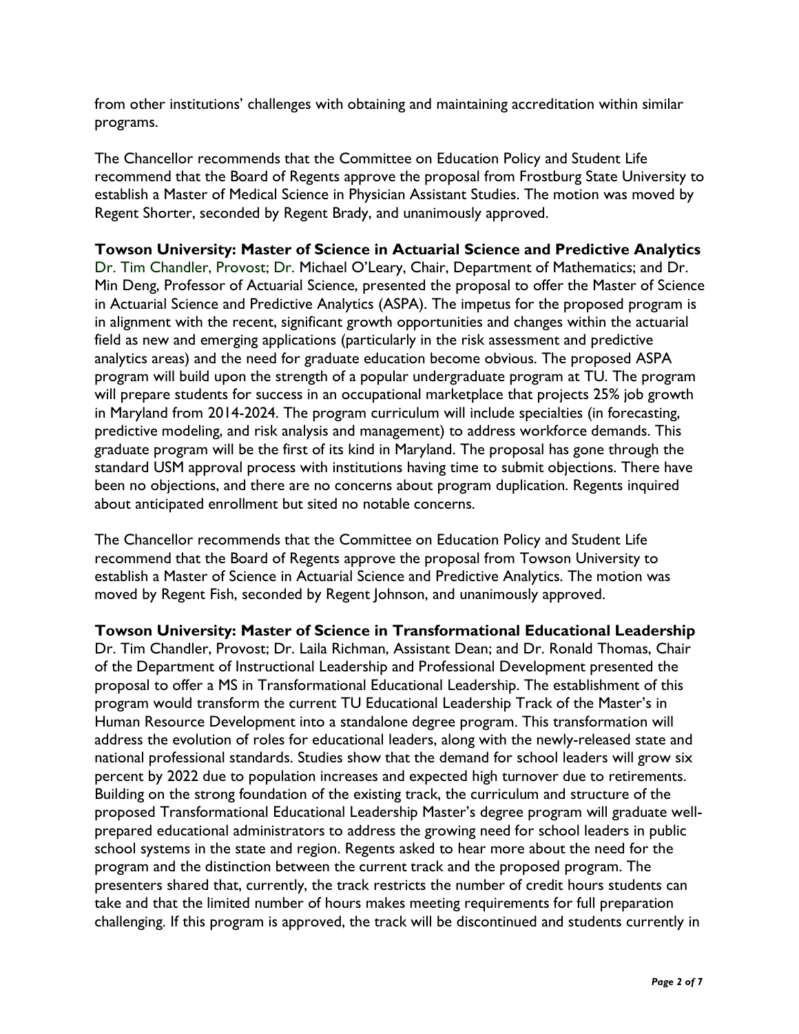from other institutions' challenges with obtaining and maintaining accreditation within similar programs.

The Chancellor recommends that the Committee on Education Policy and Student Life recommend that the Board of Regents approve the proposal from Frostburg State University to establish a Master of Medical Science in Physician Assistant Studies. The motion was moved by Regent Shorter, seconded by Regent Brady, and unanimously approved.

**Towson University: Master of Science in Actuarial Science and Predictive Analytics**
Dr. Tim Chandler, Provost; Dr. Michael O'Leary, Chair, Department of Mathematics; and Dr. Min Deng, Professor of Actuarial Science, presented the proposal to offer the Master of Science in Actuarial Science and Predictive Analytics (ASPA). The impetus for the proposed program is in alignment with the recent, significant growth opportunities and changes within the actuarial field as new and emerging applications (particularly in the risk assessment and predictive analytics areas) and the need for graduate education become obvious. The proposed ASPA program will build upon the strength of a popular undergraduate program at TU. The program will prepare students for success in an occupational marketplace that projects 25% job growth in Maryland from 2014-2024. The program curriculum will include specialties (in forecasting, predictive modeling, and risk analysis and management) to address workforce demands. This graduate program will be the first of its kind in Maryland. The proposal has gone through the standard USM approval process with institutions having time to submit objections. There have been no objections, and there are no concerns about program duplication. Regents inquired about anticipated enrollment but sited no notable concerns.

The Chancellor recommends that the Committee on Education Policy and Student Life recommend that the Board of Regents approve the proposal from Towson University to establish a Master of Science in Actuarial Science and Predictive Analytics. The motion was moved by Regent Fish, seconded by Regent Johnson, and unanimously approved.

**Towson University: Master of Science in Transformational Educational Leadership**
Dr. Tim Chandler, Provost; Dr. Laila Richman, Assistant Dean; and Dr. Ronald Thomas, Chair of the Department of Instructional Leadership and Professional Development presented the proposal to offer a MS in Transformational Educational Leadership. The establishment of this program would transform the current TU Educational Leadership Track of the Master's in Human Resource Development into a standalone degree program. This transformation will address the evolution of roles for educational leaders, along with the newly-released state and national professional standards. Studies show that the demand for school leaders will grow six percent by 2022 due to population increases and expected high turnover due to retirements. Building on the strong foundation of the existing track, the curriculum and structure of the proposed Transformational Educational Leadership Master's degree program will graduate well-prepared educational administrators to address the growing need for school leaders in public school systems in the state and region. Regents asked to hear more about the need for the program and the distinction between the current track and the proposed program. The presenters shared that, currently, the track restricts the number of credit hours students can take and that the limited number of hours makes meeting requirements for full preparation challenging. If this program is approved, the track will be discontinued and students currently in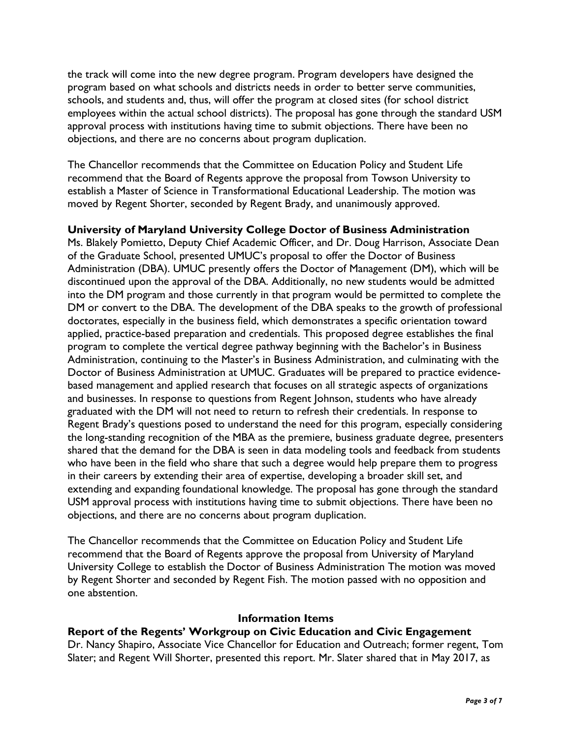the track will come into the new degree program. Program developers have designed the program based on what schools and districts needs in order to better serve communities, schools, and students and, thus, will offer the program at closed sites (for school district employees within the actual school districts). The proposal has gone through the standard USM approval process with institutions having time to submit objections. There have been no objections, and there are no concerns about program duplication.

The Chancellor recommends that the Committee on Education Policy and Student Life recommend that the Board of Regents approve the proposal from Towson University to establish a Master of Science in Transformational Educational Leadership. The motion was moved by Regent Shorter, seconded by Regent Brady, and unanimously approved.

**University of Maryland University College Doctor of Business Administration**

Ms. Blakely Pomietto, Deputy Chief Academic Officer, and Dr. Doug Harrison, Associate Dean of the Graduate School, presented UMUC's proposal to offer the Doctor of Business Administration (DBA). UMUC presently offers the Doctor of Management (DM), which will be discontinued upon the approval of the DBA. Additionally, no new students would be admitted into the DM program and those currently in that program would be permitted to complete the DM or convert to the DBA. The development of the DBA speaks to the growth of professional doctorates, especially in the business field, which demonstrates a specific orientation toward applied, practice-based preparation and credentials. This proposed degree establishes the final program to complete the vertical degree pathway beginning with the Bachelor's in Business Administration, continuing to the Master's in Business Administration, and culminating with the Doctor of Business Administration at UMUC. Graduates will be prepared to practice evidence-based management and applied research that focuses on all strategic aspects of organizations and businesses. In response to questions from Regent Johnson, students who have already graduated with the DM will not need to return to refresh their credentials. In response to Regent Brady's questions posed to understand the need for this program, especially considering the long-standing recognition of the MBA as the premiere, business graduate degree, presenters shared that the demand for the DBA is seen in data modeling tools and feedback from students who have been in the field who share that such a degree would help prepare them to progress in their careers by extending their area of expertise, developing a broader skill set, and extending and expanding foundational knowledge. The proposal has gone through the standard USM approval process with institutions having time to submit objections. There have been no objections, and there are no concerns about program duplication.

The Chancellor recommends that the Committee on Education Policy and Student Life recommend that the Board of Regents approve the proposal from University of Maryland University College to establish the Doctor of Business Administration The motion was moved by Regent Shorter and seconded by Regent Fish. The motion passed with no opposition and one abstention.

## Information Items

**Report of the Regents' Workgroup on Civic Education and Civic Engagement**

Dr. Nancy Shapiro, Associate Vice Chancellor for Education and Outreach; former regent, Tom Slater; and Regent Will Shorter, presented this report. Mr. Slater shared that in May 2017, as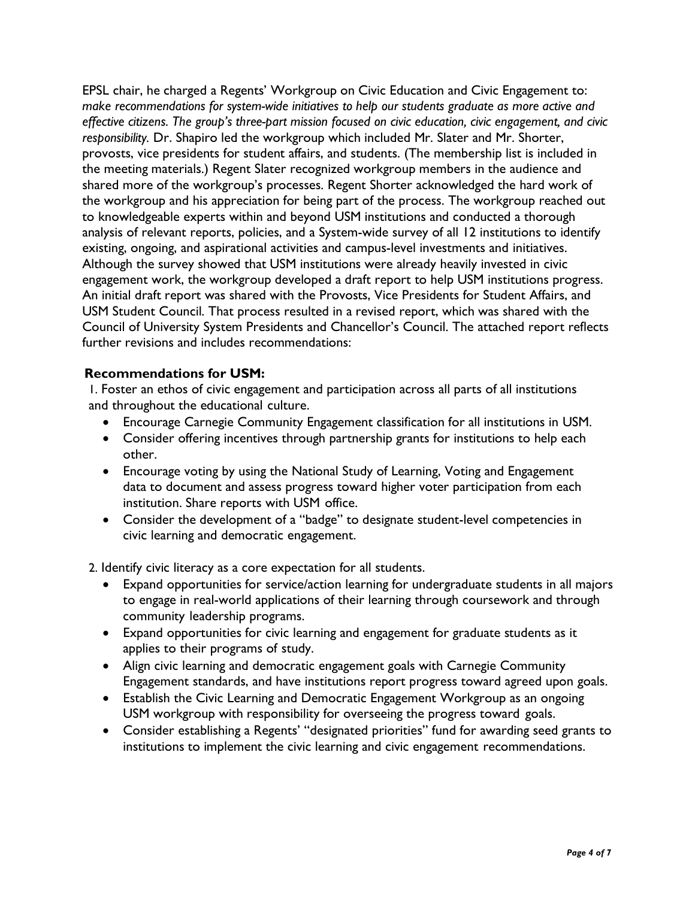EPSL chair, he charged a Regents' Workgroup on Civic Education and Civic Engagement to: *make recommendations for system-wide initiatives to help our students graduate as more active and effective citizens. The group's three-part mission focused on civic education, civic engagement, and civic responsibility.* Dr. Shapiro led the workgroup which included Mr. Slater and Mr. Shorter, provosts, vice presidents for student affairs, and students. (The membership list is included in the meeting materials.) Regent Slater recognized workgroup members in the audience and shared more of the workgroup's processes. Regent Shorter acknowledged the hard work of the workgroup and his appreciation for being part of the process. The workgroup reached out to knowledgeable experts within and beyond USM institutions and conducted a thorough analysis of relevant reports, policies, and a System-wide survey of all 12 institutions to identify existing, ongoing, and aspirational activities and campus-level investments and initiatives. Although the survey showed that USM institutions were already heavily invested in civic engagement work, the workgroup developed a draft report to help USM institutions progress. An initial draft report was shared with the Provosts, Vice Presidents for Student Affairs, and USM Student Council. That process resulted in a revised report, which was shared with the Council of University System Presidents and Chancellor's Council. The attached report reflects further revisions and includes recommendations:

**Recommendations for USM:**

1. Foster an ethos of civic engagement and participation across all parts of all institutions and throughout the educational culture.
   - Encourage Carnegie Community Engagement classification for all institutions in USM.
   - Consider offering incentives through partnership grants for institutions to help each other.
   - Encourage voting by using the National Study of Learning, Voting and Engagement data to document and assess progress toward higher voter participation from each institution. Share reports with USM office.
   - Consider the development of a "badge" to designate student-level competencies in civic learning and democratic engagement.

2. Identify civic literacy as a core expectation for all students.
   - Expand opportunities for service/action learning for undergraduate students in all majors to engage in real-world applications of their learning through coursework and through community leadership programs.
   - Expand opportunities for civic learning and engagement for graduate students as it applies to their programs of study.
   - Align civic learning and democratic engagement goals with Carnegie Community Engagement standards, and have institutions report progress toward agreed upon goals.
   - Establish the Civic Learning and Democratic Engagement Workgroup as an ongoing USM workgroup with responsibility for overseeing the progress toward goals.
   - Consider establishing a Regents' "designated priorities" fund for awarding seed grants to institutions to implement the civic learning and civic engagement recommendations.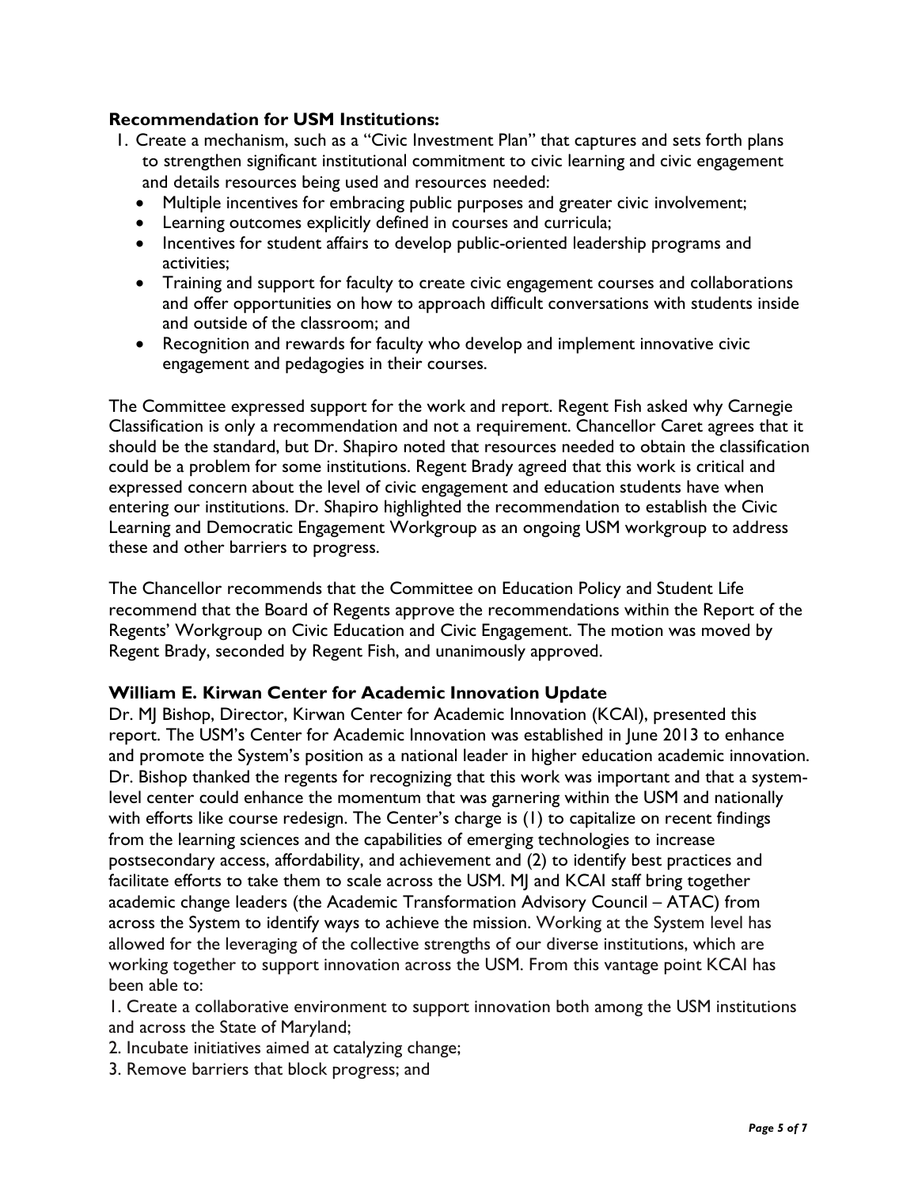**Recommendation for USM Institutions:**

1. Create a mechanism, such as a "Civic Investment Plan" that captures and sets forth plans to strengthen significant institutional commitment to civic learning and civic engagement and details resources being used and resources needed:
   - Multiple incentives for embracing public purposes and greater civic involvement;
   - Learning outcomes explicitly defined in courses and curricula;
   - Incentives for student affairs to develop public-oriented leadership programs and activities;
   - Training and support for faculty to create civic engagement courses and collaborations and offer opportunities on how to approach difficult conversations with students inside and outside of the classroom; and
   - Recognition and rewards for faculty who develop and implement innovative civic engagement and pedagogies in their courses.

The Committee expressed support for the work and report. Regent Fish asked why Carnegie Classification is only a recommendation and not a requirement. Chancellor Caret agrees that it should be the standard, but Dr. Shapiro noted that resources needed to obtain the classification could be a problem for some institutions. Regent Brady agreed that this work is critical and expressed concern about the level of civic engagement and education students have when entering our institutions. Dr. Shapiro highlighted the recommendation to establish the Civic Learning and Democratic Engagement Workgroup as an ongoing USM workgroup to address these and other barriers to progress.

The Chancellor recommends that the Committee on Education Policy and Student Life recommend that the Board of Regents approve the recommendations within the Report of the Regents' Workgroup on Civic Education and Civic Engagement. The motion was moved by Regent Brady, seconded by Regent Fish, and unanimously approved.

**William E. Kirwan Center for Academic Innovation Update**

Dr. MJ Bishop, Director, Kirwan Center for Academic Innovation (KCAI), presented this report. The USM's Center for Academic Innovation was established in June 2013 to enhance and promote the System's position as a national leader in higher education academic innovation. Dr. Bishop thanked the regents for recognizing that this work was important and that a system-level center could enhance the momentum that was garnering within the USM and nationally with efforts like course redesign. The Center's charge is (1) to capitalize on recent findings from the learning sciences and the capabilities of emerging technologies to increase postsecondary access, affordability, and achievement and (2) to identify best practices and facilitate efforts to take them to scale across the USM. MJ and KCAI staff bring together academic change leaders (the Academic Transformation Advisory Council – ATAC) from across the System to identify ways to achieve the mission. Working at the System level has allowed for the leveraging of the collective strengths of our diverse institutions, which are working together to support innovation across the USM. From this vantage point KCAI has been able to:

1. Create a collaborative environment to support innovation both among the USM institutions and across the State of Maryland;
2. Incubate initiatives aimed at catalyzing change;
3. Remove barriers that block progress; and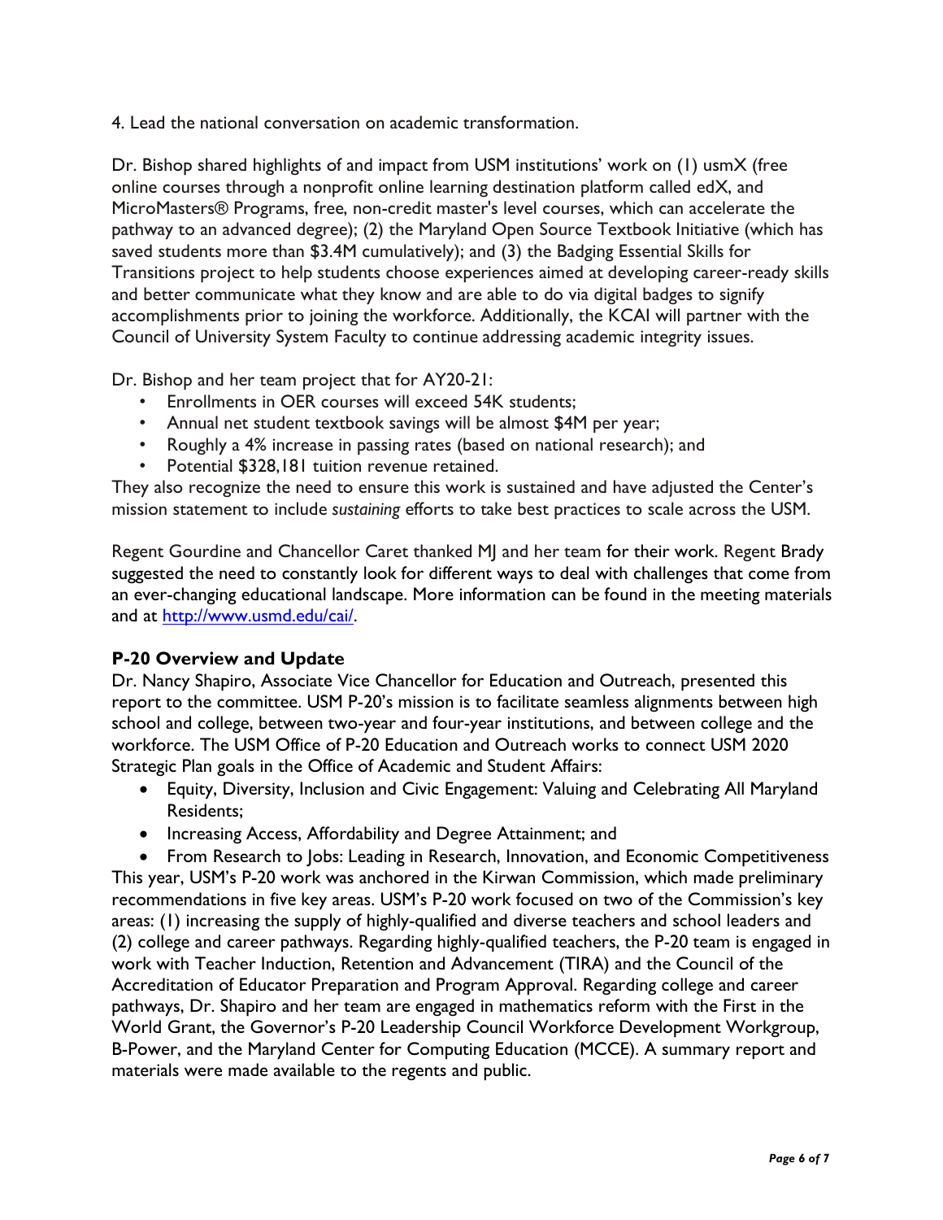4. Lead the national conversation on academic transformation.

Dr. Bishop shared highlights of and impact from USM institutions' work on (1) usmX (free online courses through a nonprofit online learning destination platform called edX, and MicroMasters® Programs, free, non-credit master's level courses, which can accelerate the pathway to an advanced degree); (2) the Maryland Open Source Textbook Initiative (which has saved students more than $3.4M cumulatively); and (3) the Badging Essential Skills for Transitions project to help students choose experiences aimed at developing career-ready skills and better communicate what they know and are able to do via digital badges to signify accomplishments prior to joining the workforce. Additionally, the KCAI will partner with the Council of University System Faculty to continue addressing academic integrity issues.

Dr. Bishop and her team project that for AY20-21:

- Enrollments in OER courses will exceed 54K students;
- Annual net student textbook savings will be almost $4M per year;
- Roughly a 4% increase in passing rates (based on national research); and
- Potential $328,181 tuition revenue retained.

They also recognize the need to ensure this work is sustained and have adjusted the Center's mission statement to include *sustaining* efforts to take best practices to scale across the USM.

Regent Gourdine and Chancellor Caret thanked MJ and her team for their work. Regent Brady suggested the need to constantly look for different ways to deal with challenges that come from an ever-changing educational landscape. More information can be found in the meeting materials and at http://www.usmd.edu/cai/.

**P-20 Overview and Update**

Dr. Nancy Shapiro, Associate Vice Chancellor for Education and Outreach, presented this report to the committee. USM P-20's mission is to facilitate seamless alignments between high school and college, between two-year and four-year institutions, and between college and the workforce. The USM Office of P-20 Education and Outreach works to connect USM 2020 Strategic Plan goals in the Office of Academic and Student Affairs:

- Equity, Diversity, Inclusion and Civic Engagement: Valuing and Celebrating All Maryland Residents;
- Increasing Access, Affordability and Degree Attainment; and
- From Research to Jobs: Leading in Research, Innovation, and Economic Competitiveness

This year, USM's P-20 work was anchored in the Kirwan Commission, which made preliminary recommendations in five key areas. USM's P-20 work focused on two of the Commission's key areas: (1) increasing the supply of highly-qualified and diverse teachers and school leaders and (2) college and career pathways. Regarding highly-qualified teachers, the P-20 team is engaged in work with Teacher Induction, Retention and Advancement (TIRA) and the Council of the Accreditation of Educator Preparation and Program Approval. Regarding college and career pathways, Dr. Shapiro and her team are engaged in mathematics reform with the First in the World Grant, the Governor's P-20 Leadership Council Workforce Development Workgroup, B-Power, and the Maryland Center for Computing Education (MCCE). A summary report and materials were made available to the regents and public.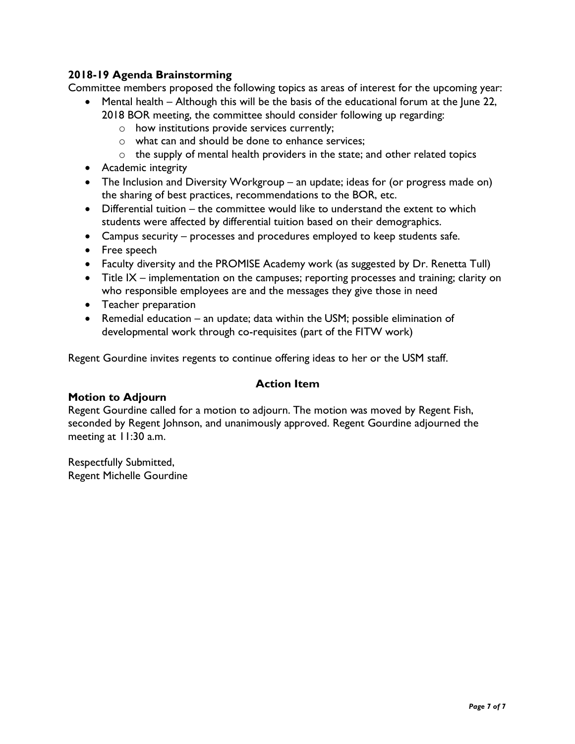### 2018-19 Agenda Brainstorming

Committee members proposed the following topics as areas of interest for the upcoming year:

- Mental health – Although this will be the basis of the educational forum at the June 22, 2018 BOR meeting, the committee should consider following up regarding:
  - how institutions provide services currently;
  - what can and should be done to enhance services;
  - the supply of mental health providers in the state; and other related topics
- Academic integrity
- The Inclusion and Diversity Workgroup – an update; ideas for (or progress made on) the sharing of best practices, recommendations to the BOR, etc.
- Differential tuition – the committee would like to understand the extent to which students were affected by differential tuition based on their demographics.
- Campus security – processes and procedures employed to keep students safe.
- Free speech
- Faculty diversity and the PROMISE Academy work (as suggested by Dr. Renetta Tull)
- Title IX – implementation on the campuses; reporting processes and training; clarity on who responsible employees are and the messages they give those in need
- Teacher preparation
- Remedial education – an update; data within the USM; possible elimination of developmental work through co-requisites (part of the FITW work)

Regent Gourdine invites regents to continue offering ideas to her or the USM staff.

## Action Item

### Motion to Adjourn

Regent Gourdine called for a motion to adjourn. The motion was moved by Regent Fish, seconded by Regent Johnson, and unanimously approved. Regent Gourdine adjourned the meeting at 11:30 a.m.

Respectfully Submitted,
Regent Michelle Gourdine